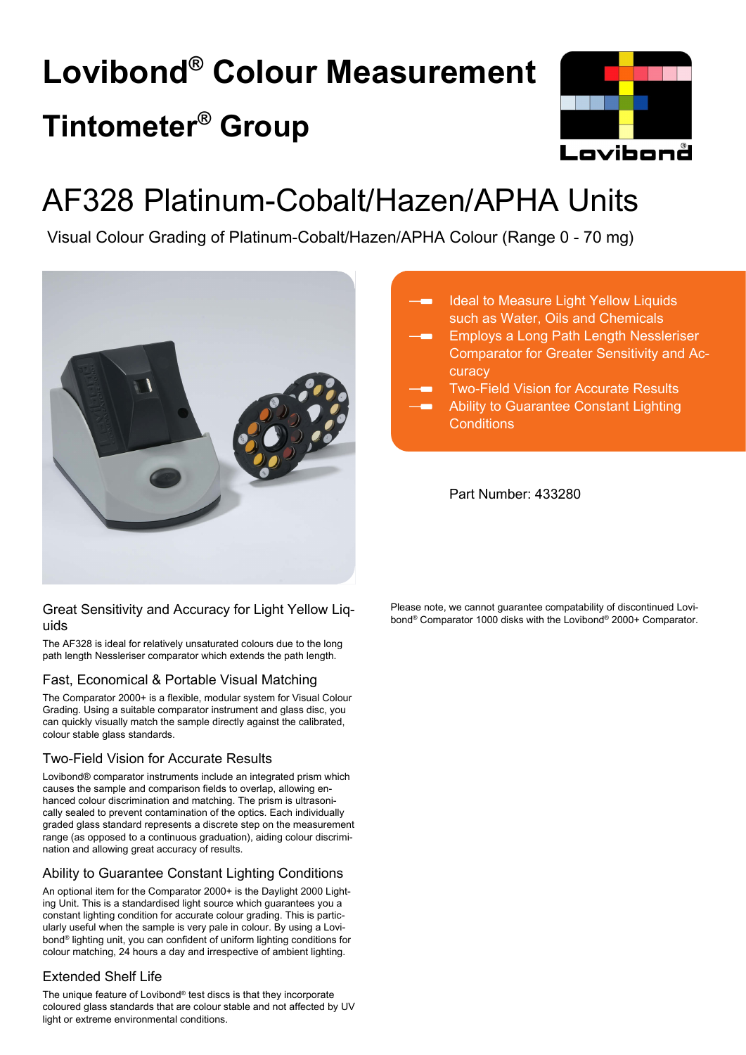# Lovibond® Colour Measurement

# Tintometer® Group

# AF328 Platinum-Cobalt/Hazen/APHA Units

Visual Colour Grading of Platinum-Cobalt/Hazen/APHA Colour (Range 0 - 70 mg)

- Ideal to Measure Light Yellow Liquids such as Water, Oils and Chemicals
- Employs a Long Path Length Nessleriser Comparator for Greater Sensitivity and Accuracy
- Two-Field Vision for Accurate Results
- Ability to Guarantee Constant Lighting Conditions

Part Number: 433280

## Great Sensitivity and Accuracy for Light Yellow Liquids

The AF328 is ideal for relatively unsaturated colours due to the long path length Nessleriser comparator which extends the path length.

## Fast, Economical & Portable Visual Matching

The Comparator 2000+ is a flexible, modular system for Visual Colour Grading. Using a suitable comparator instrument and glass disc, you can quickly visually match the sample directly against the calibrated, colour stable glass standards.

## Two-Field Vision for Accurate Results

Lovibond® comparator instruments include an integrated prism which causes the sample and comparison fields to overlap, allowing enhanced colour discrimination and matching. The prism is ultrasonically sealed to prevent contamination of the optics. Each individually graded glass standard represents a discrete step on the measurement range (as opposed to a continuous graduation), aiding colour discrimination and allowing great accuracy of results.

## Ability to Guarantee Constant Lighting Conditions

An optional item for the Comparator 2000+ is the Daylight 2000 Lighting Unit. This is a standardised light source which guarantees you a constant lighting condition for accurate colour grading. This is particularly useful when the sample is very pale in colour. By using a Lovibond® lighting unit, you can confident of uniform lighting conditions for colour matching, 24 hours a day and irrespective of ambient lighting.

## Extended Shelf Life

The unique feature of Lovibond® test discs is that they incorporate coloured glass standards that are colour stable and not affected by UV light or extreme environmental conditions.

Please note, we cannot guarantee compatability of discontinued Lovibond® Comparator 1000 disks with the Lovibond® 2000+ Comparator.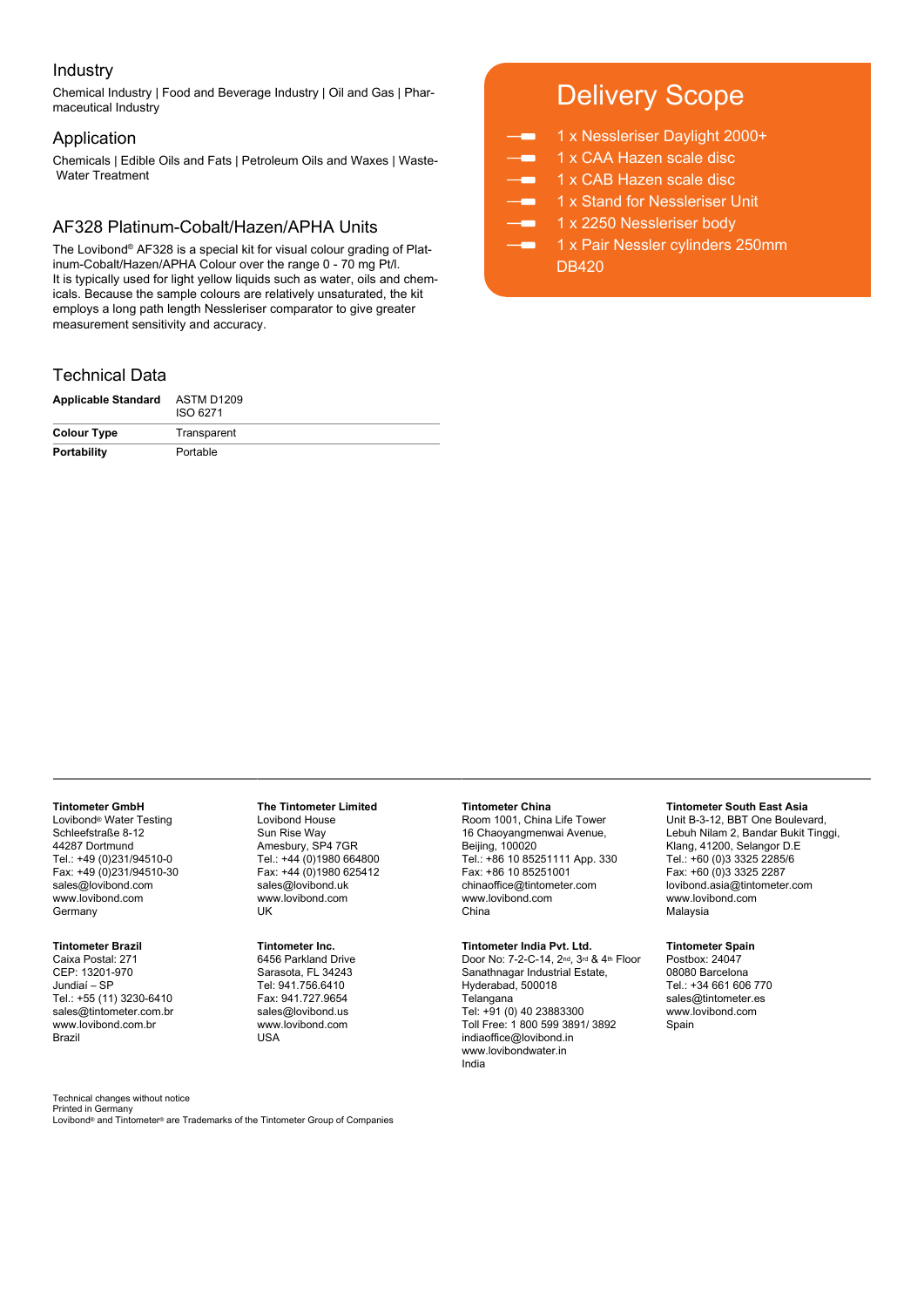## Industry

Chemical Industry | Food and Beverage Industry | Oil and Gas | Pharmaceutical Industry

## Application

Chemicals | Edible Oils and Fats | Petroleum Oils and Waxes | Waste-Water Treatment

## AF328 Platinum-Cobalt/Hazen/APHA Units

The Lovibond® AF328 is a special kit for visual colour grading of Platinum-Cobalt/Hazen/APHA Colour over the range 0 - 70 mg Pt/l.
It is typically used for light yellow liquids such as water, oils and chemicals. Because the sample colours are relatively unsaturated, the kit employs a long path length Nessleriser comparator to give greater measurement sensitivity and accuracy.

## Technical Data

| | |
|---|---|
| **Applicable Standard** | ASTM D1209<br>ISO 6271 |
| **Colour Type** | Transparent |
| **Portability** | Portable |

## Delivery Scope

- 1 x Nessleriser Daylight 2000+
- 1 x CAA Hazen scale disc
- 1 x CAB Hazen scale disc
- 1 x Stand for Nessleriser Unit
- 1 x 2250 Nessleriser body
- 1 x Pair Nessler cylinders 250mm DB420

**Tintometer GmbH**
Lovibond® Water Testing
Schleefstraße 8-12
44287 Dortmund
Tel.: +49 (0)231/94510-0
Fax: +49 (0)231/94510-30
sales@lovibond.com
www.lovibond.com
Germany

**The Tintometer Limited**
Lovibond House
Sun Rise Way
Amesbury, SP4 7GR
Tel.: +44 (0)1980 664800
Fax: +44 (0)1980 625412
sales@lovibond.uk
www.lovibond.com
UK

**Tintometer China**
Room 1001, China Life Tower
16 Chaoyangmenwai Avenue,
Beijing, 100020
Tel.: +86 10 85251111 App. 330
Fax: +86 10 85251001
chinaoffice@tintometer.com
www.lovibond.com
China

**Tintometer South East Asia**
Unit B-3-12, BBT One Boulevard,
Lebuh Nilam 2, Bandar Bukit Tinggi,
Klang, 41200, Selangor D.E
Tel.: +60 (0)3 3325 2285/6
Fax: +60 (0)3 3325 2287
lovibond.asia@tintometer.com
www.lovibond.com
Malaysia

**Tintometer Brazil**
Caixa Postal: 271
CEP: 13201-970
Jundiaí – SP
Tel.: +55 (11) 3230-6410
sales@tintometer.com.br
www.lovibond.com.br
Brazil

**Tintometer Inc.**
6456 Parkland Drive
Sarasota, FL 34243
Tel: 941.756.6410
Fax: 941.727.9654
sales@lovibond.us
www.lovibond.com
USA

**Tintometer India Pvt. Ltd.**
Door No: 7-2-C-14, 2nd, 3rd & 4th Floor
Sanathnagar Industrial Estate,
Hyderabad, 500018
Telangana
Tel: +91 (0) 40 23883300
Toll Free: 1 800 599 3891/ 3892
indiaoffice@lovibond.in
www.lovibondwater.in
India

**Tintometer Spain**
Postbox: 24047
08080 Barcelona
Tel.: +34 661 606 770
sales@tintometer.es
www.lovibond.com
Spain

Technical changes without notice
Printed in Germany
Lovibond® and Tintometer® are Trademarks of the Tintometer Group of Companies